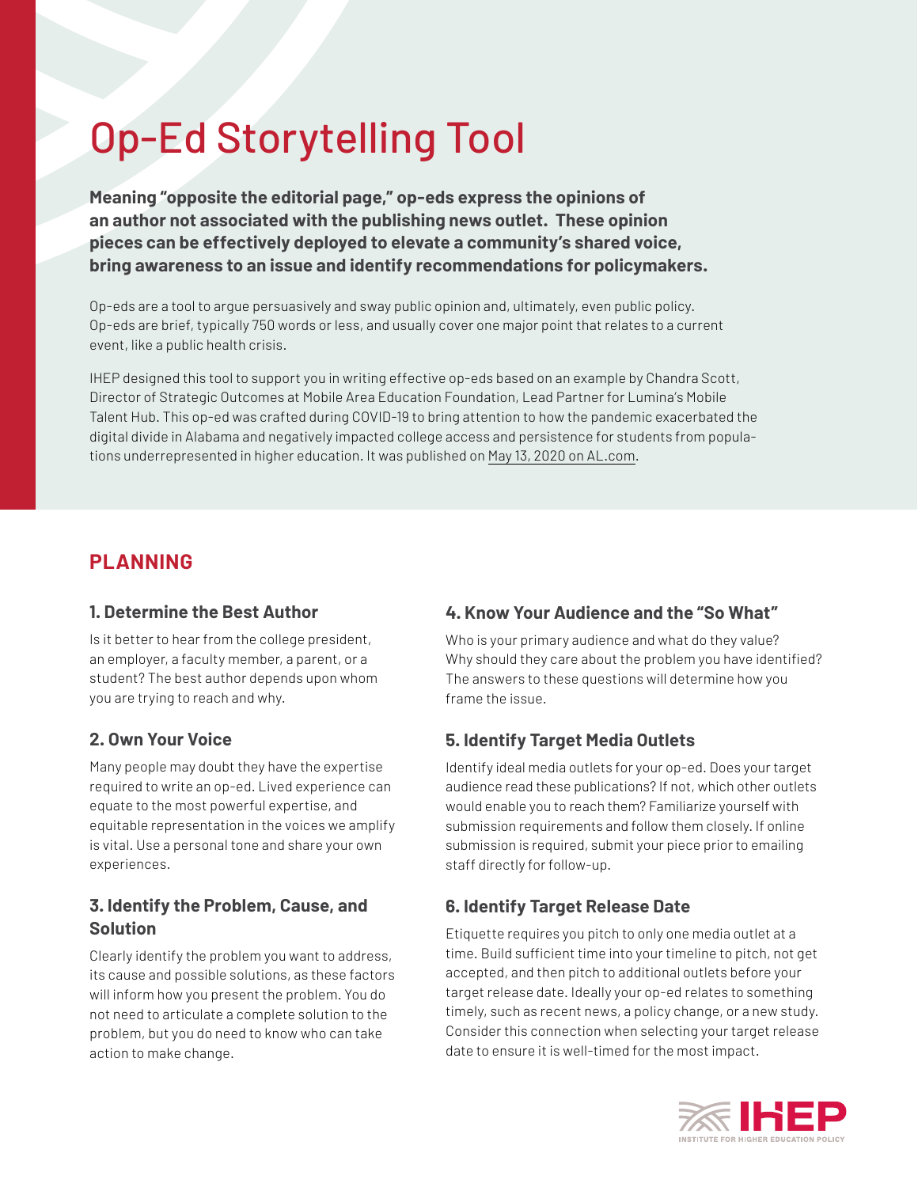# Op-Ed Storytelling Tool

**Meaning "opposite the editorial page," op-eds express the opinions of an author not associated with the publishing news outlet. These opinion pieces can be effectively deployed to elevate a community's shared voice, bring awareness to an issue and identify recommendations for policymakers.**

Op-eds are a tool to argue persuasively and sway public opinion and, ultimately, even public policy. Op-eds are brief, typically 750 words or less, and usually cover one major point that relates to a current event, like a public health crisis.

IHEP designed this tool to support you in writing effective op-eds based on an example by Chandra Scott, Director of Strategic Outcomes at Mobile Area Education Foundation, Lead Partner for Lumina's Mobile Talent Hub. This op-ed was crafted during COVID-19 to bring attention to how the pandemic exacerbated the digital divide in Alabama and negatively impacted college access and persistence for students from populations underrepresented in higher education. It was published on May 13, 2020 on AL.com.

## PLANNING

### 1. Determine the Best Author

Is it better to hear from the college president, an employer, a faculty member, a parent, or a student? The best author depends upon whom you are trying to reach and why.

### 2. Own Your Voice

Many people may doubt they have the expertise required to write an op-ed. Lived experience can equate to the most powerful expertise, and equitable representation in the voices we amplify is vital. Use a personal tone and share your own experiences.

### 3. Identify the Problem, Cause, and Solution

Clearly identify the problem you want to address, its cause and possible solutions, as these factors will inform how you present the problem. You do not need to articulate a complete solution to the problem, but you do need to know who can take action to make change.

### 4. Know Your Audience and the "So What"

Who is your primary audience and what do they value? Why should they care about the problem you have identified? The answers to these questions will determine how you frame the issue.

### 5. Identify Target Media Outlets

Identify ideal media outlets for your op-ed. Does your target audience read these publications? If not, which other outlets would enable you to reach them? Familiarize yourself with submission requirements and follow them closely. If online submission is required, submit your piece prior to emailing staff directly for follow-up.

### 6. Identify Target Release Date

Etiquette requires you pitch to only one media outlet at a time. Build sufficient time into your timeline to pitch, not get accepted, and then pitch to additional outlets before your target release date. Ideally your op-ed relates to something timely, such as recent news, a policy change, or a new study. Consider this connection when selecting your target release date to ensure it is well-timed for the most impact.

IHEP
INSTITUTE FOR HIGHER EDUCATION POLICY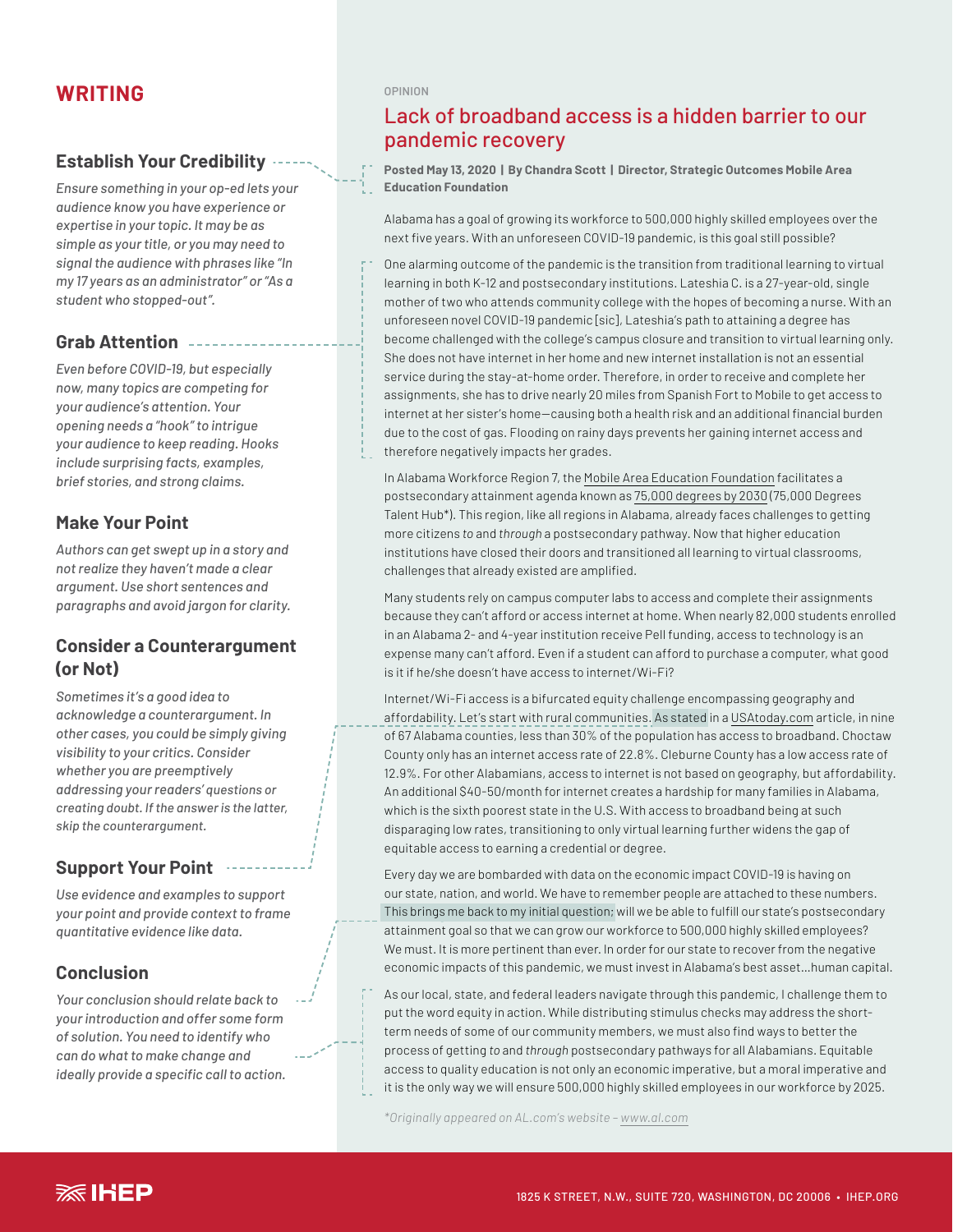## WRITING

### Establish Your Credibility

*Ensure something in your op-ed lets your audience know you have experience or expertise in your topic. It may be as simple as your title, or you may need to signal the audience with phrases like "In my 17 years as an administrator" or "As a student who stopped-out".*

### Grab Attention

*Even before COVID-19, but especially now, many topics are competing for your audience's attention. Your opening needs a "hook" to intrigue your audience to keep reading. Hooks include surprising facts, examples, brief stories, and strong claims.*

### Make Your Point

*Authors can get swept up in a story and not realize they haven't made a clear argument. Use short sentences and paragraphs and avoid jargon for clarity.*

### Consider a Counterargument (or Not)

*Sometimes it's a good idea to acknowledge a counterargument. In other cases, you could be simply giving visibility to your critics. Consider whether you are preemptively addressing your readers' questions or creating doubt. If the answer is the latter, skip the counterargument.*

### Support Your Point

*Use evidence and examples to support your point and provide context to frame quantitative evidence like data.*

### Conclusion

*Your conclusion should relate back to your introduction and offer some form of solution. You need to identify who can do what to make change and ideally provide a specific call to action.*

---

OPINION

# Lack of broadband access is a hidden barrier to our pandemic recovery

**Posted May 13, 2020 | By Chandra Scott | Director, Strategic Outcomes Mobile Area Education Foundation**

Alabama has a goal of growing its workforce to 500,000 highly skilled employees over the next five years. With an unforeseen COVID-19 pandemic, is this goal still possible?

One alarming outcome of the pandemic is the transition from traditional learning to virtual learning in both K-12 and postsecondary institutions. Lateshia C. is a 27-year-old, single mother of two who attends community college with the hopes of becoming a nurse. With an unforeseen novel COVID-19 pandemic [sic], Lateshia's path to attaining a degree has become challenged with the college's campus closure and transition to virtual learning only. She does not have internet in her home and new internet installation is not an essential service during the stay-at-home order. Therefore, in order to receive and complete her assignments, she has to drive nearly 20 miles from Spanish Fort to Mobile to get access to internet at her sister's home—causing both a health risk and an additional financial burden due to the cost of gas. Flooding on rainy days prevents her gaining internet access and therefore negatively impacts her grades.

In Alabama Workforce Region 7, the Mobile Area Education Foundation facilitates a postsecondary attainment agenda known as 75,000 degrees by 2030 (75,000 Degrees Talent Hub*). This region, like all regions in Alabama, already faces challenges to getting more citizens *to* and *through* a postsecondary pathway. Now that higher education institutions have closed their doors and transitioned all learning to virtual classrooms, challenges that already existed are amplified.

Many students rely on campus computer labs to access and complete their assignments because they can't afford or access internet at home. When nearly 82,000 students enrolled in an Alabama 2- and 4-year institution receive Pell funding, access to technology is an expense many can't afford. Even if a student can afford to purchase a computer, what good is it if he/she doesn't have access to internet/Wi-Fi?

Internet/Wi-Fi access is a bifurcated equity challenge encompassing geography and affordability. Let's start with rural communities. As stated in a USAtoday.com article, in nine of 67 Alabama counties, less than 30% of the population has access to broadband. Choctaw County only has an internet access rate of 22.8%. Cleburne County has a low access rate of 12.9%. For other Alabamians, access to internet is not based on geography, but affordability. An additional $40-50/month for internet creates a hardship for many families in Alabama, which is the sixth poorest state in the U.S. With access to broadband being at such disparaging low rates, transitioning to only virtual learning further widens the gap of equitable access to earning a credential or degree.

Every day we are bombarded with data on the economic impact COVID-19 is having on our state, nation, and world. We have to remember people are attached to these numbers. This brings me back to my initial question: will we be able to fulfill our state's postsecondary attainment goal so that we can grow our workforce to 500,000 highly skilled employees? We must. It is more pertinent than ever. In order for our state to recover from the negative economic impacts of this pandemic, we must invest in Alabama's best asset…human capital.

As our local, state, and federal leaders navigate through this pandemic, I challenge them to put the word equity in action. While distributing stimulus checks may address the short-term needs of some of our community members, we must also find ways to better the process of getting *to* and *through* postsecondary pathways for all Alabamians. Equitable access to quality education is not only an economic imperative, but a moral imperative and it is the only way we will ensure 500,000 highly skilled employees in our workforce by 2025.

*\*Originally appeared on AL.com's website – www.al.com*

IHEP

1825 K STREET, N.W., SUITE 720, WASHINGTON, DC 20006 • IHEP.ORG